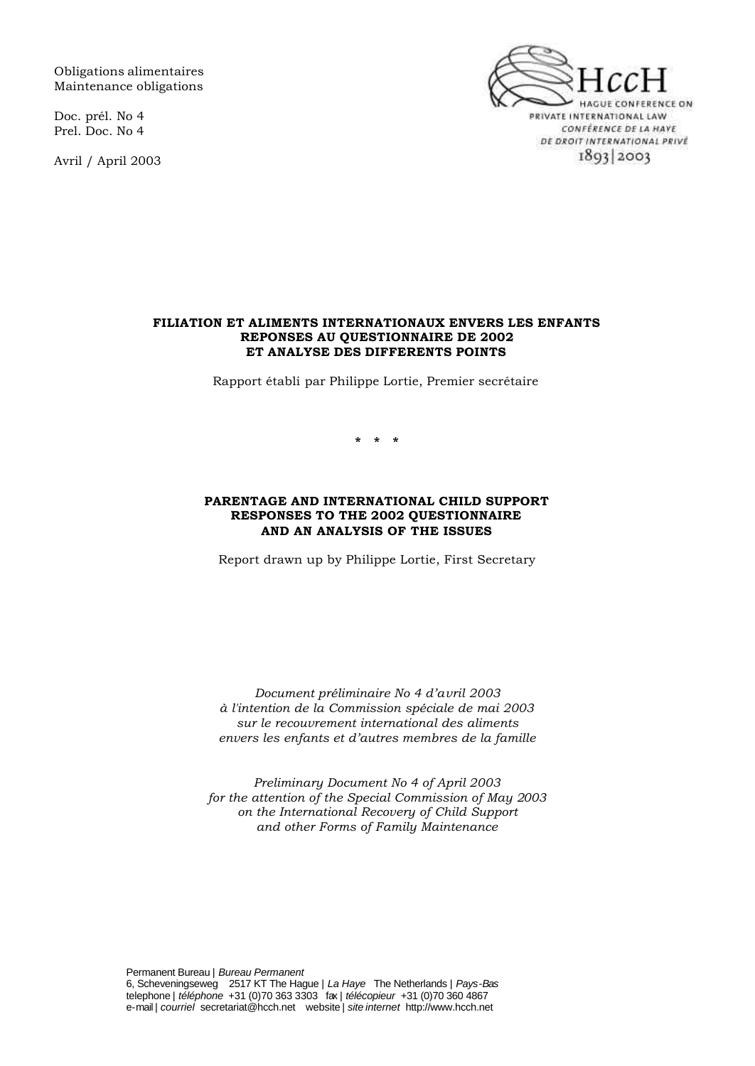Obligations alimentaires
Maintenance obligations

Doc. prél. No 4
Prel. Doc. No 4

Avril / April 2003

HccH
HAGUE CONFERENCE ON PRIVATE INTERNATIONAL LAW
CONFÉRENCE DE LA HAYE DE DROIT INTERNATIONAL PRIVÉ
1893|2003

**FILIATION ET ALIMENTS INTERNATIONAUX ENVERS LES ENFANTS**
**REPONSES AU QUESTIONNAIRE DE 2002**
**ET ANALYSE DES DIFFERENTS POINTS**

Rapport établi par Philippe Lortie, Premier secrétaire

\* \* \*

**PARENTAGE AND INTERNATIONAL CHILD SUPPORT**
**RESPONSES TO THE 2002 QUESTIONNAIRE**
**AND AN ANALYSIS OF THE ISSUES**

Report drawn up by Philippe Lortie, First Secretary

*Document préliminaire No 4 d'avril 2003*
*à l'intention de la Commission spéciale de mai 2003*
*sur le recouvrement international des aliments*
*envers les enfants et d'autres membres de la famille*

*Preliminary Document No 4 of April 2003*
*for the attention of the Special Commission of May 2003*
*on the International Recovery of Child Support*
*and other Forms of Family Maintenance*

Permanent Bureau | *Bureau Permanent*
6, Scheveningseweg 2517 KT The Hague | *La Haye* The Netherlands | *Pays-Bas*
telephone | *téléphone* +31 (0)70 363 3303 fax | *télécopieur* +31 (0)70 360 4867
e-mail | *courriel* secretariat@hcch.net website | *site internet* http://www.hcch.net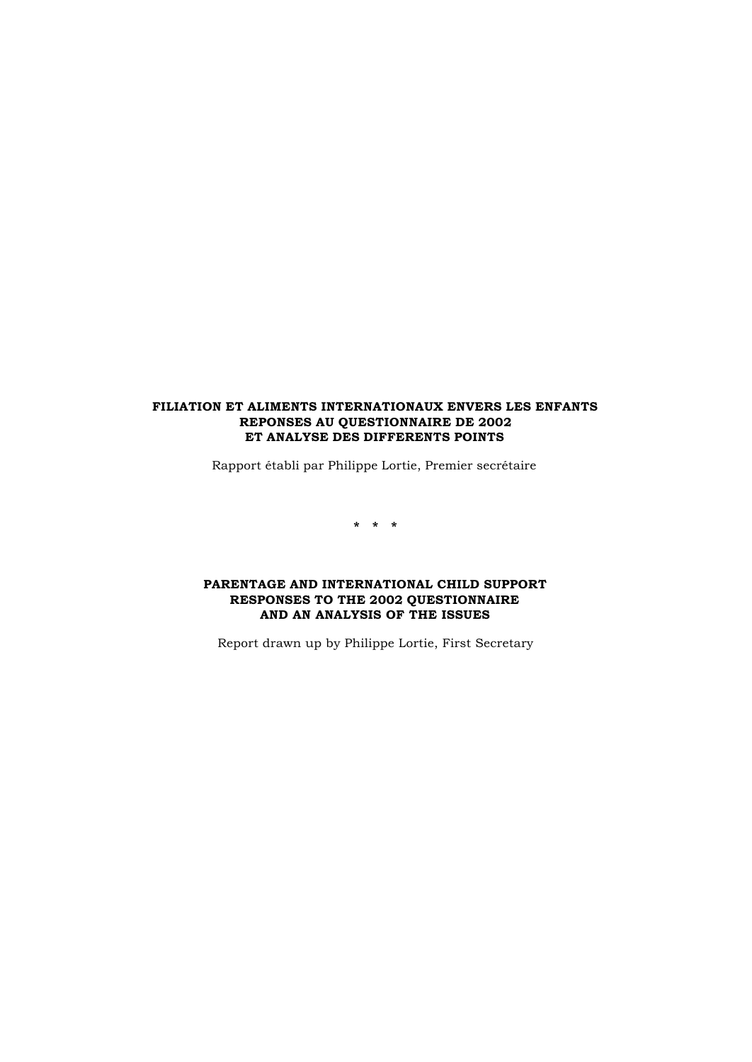**FILIATION ET ALIMENTS INTERNATIONAUX ENVERS LES ENFANTS**
**REPONSES AU QUESTIONNAIRE DE 2002**
**ET ANALYSE DES DIFFERENTS POINTS**

Rapport établi par Philippe Lortie, Premier secrétaire

\* \* \*

**PARENTAGE AND INTERNATIONAL CHILD SUPPORT**
**RESPONSES TO THE 2002 QUESTIONNAIRE**
**AND AN ANALYSIS OF THE ISSUES**

Report drawn up by Philippe Lortie, First Secretary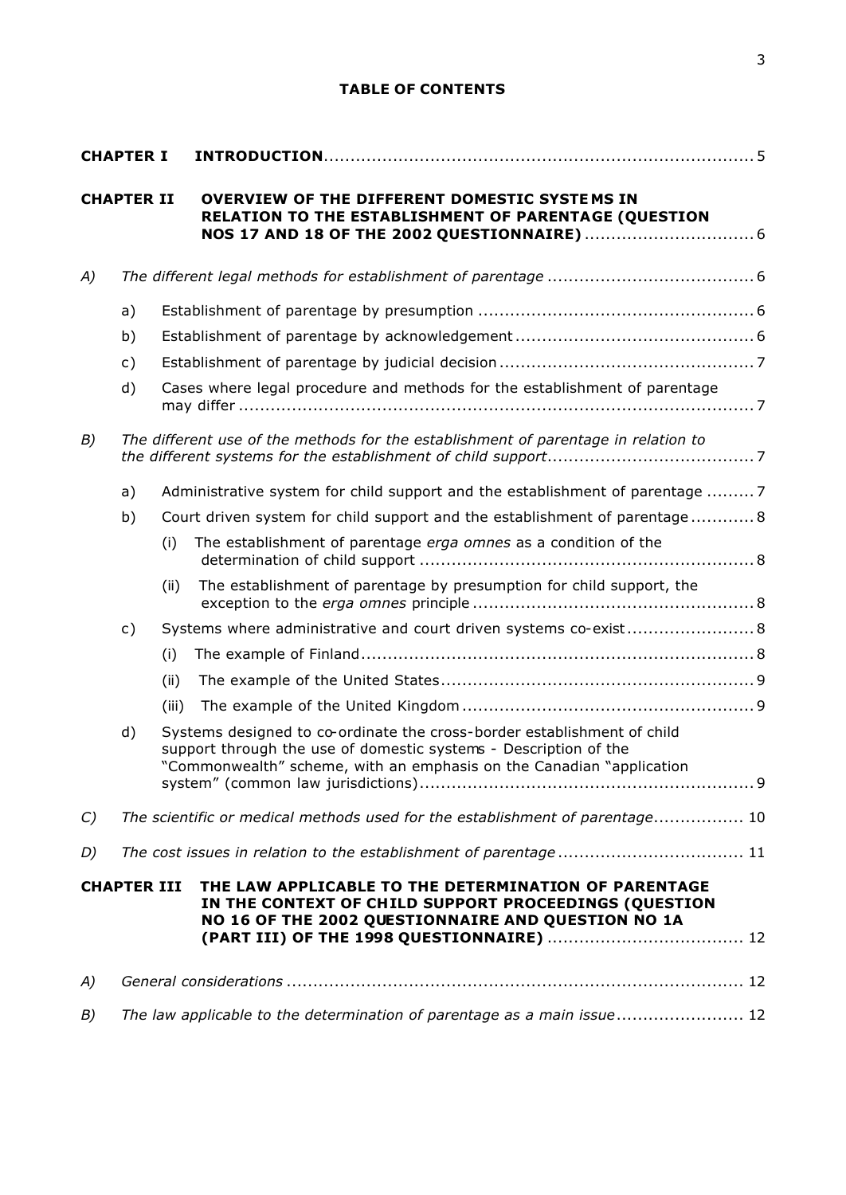**TABLE OF CONTENTS**

**CHAPTER I INTRODUCTION** ..... 5

**CHAPTER II OVERVIEW OF THE DIFFERENT DOMESTIC SYSTEMS IN RELATION TO THE ESTABLISHMENT OF PARENTAGE (QUESTION NOS 17 AND 18 OF THE 2002 QUESTIONNAIRE)** ..... 6

*A) The different legal methods for establishment of parentage* ..... 6

- a) Establishment of parentage by presumption ..... 6
- b) Establishment of parentage by acknowledgement ..... 6
- c) Establishment of parentage by judicial decision ..... 7
- d) Cases where legal procedure and methods for the establishment of parentage may differ ..... 7

*B) The different use of the methods for the establishment of parentage in relation to the different systems for the establishment of child support* ..... 7

- a) Administrative system for child support and the establishment of parentage ..... 7
- b) Court driven system for child support and the establishment of parentage ..... 8
  - (i) The establishment of parentage *erga omnes* as a condition of the determination of child support ..... 8
  - (ii) The establishment of parentage by presumption for child support, the exception to the *erga omnes* principle ..... 8
- c) Systems where administrative and court driven systems co-exist ..... 8
  - (i) The example of Finland ..... 8
  - (ii) The example of the United States ..... 9
  - (iii) The example of the United Kingdom ..... 9
- d) Systems designed to co-ordinate the cross-border establishment of child support through the use of domestic systems - Description of the "Commonwealth" scheme, with an emphasis on the Canadian "application system" (common law jurisdictions) ..... 9

*C) The scientific or medical methods used for the establishment of parentage* ..... 10

*D) The cost issues in relation to the establishment of parentage* ..... 11

**CHAPTER III THE LAW APPLICABLE TO THE DETERMINATION OF PARENTAGE IN THE CONTEXT OF CHILD SUPPORT PROCEEDINGS (QUESTION NO 16 OF THE 2002 QUESTIONNAIRE AND QUESTION NO 1A (PART III) OF THE 1998 QUESTIONNAIRE)** ..... 12

*A) General considerations* ..... 12

*B) The law applicable to the determination of parentage as a main issue* ..... 12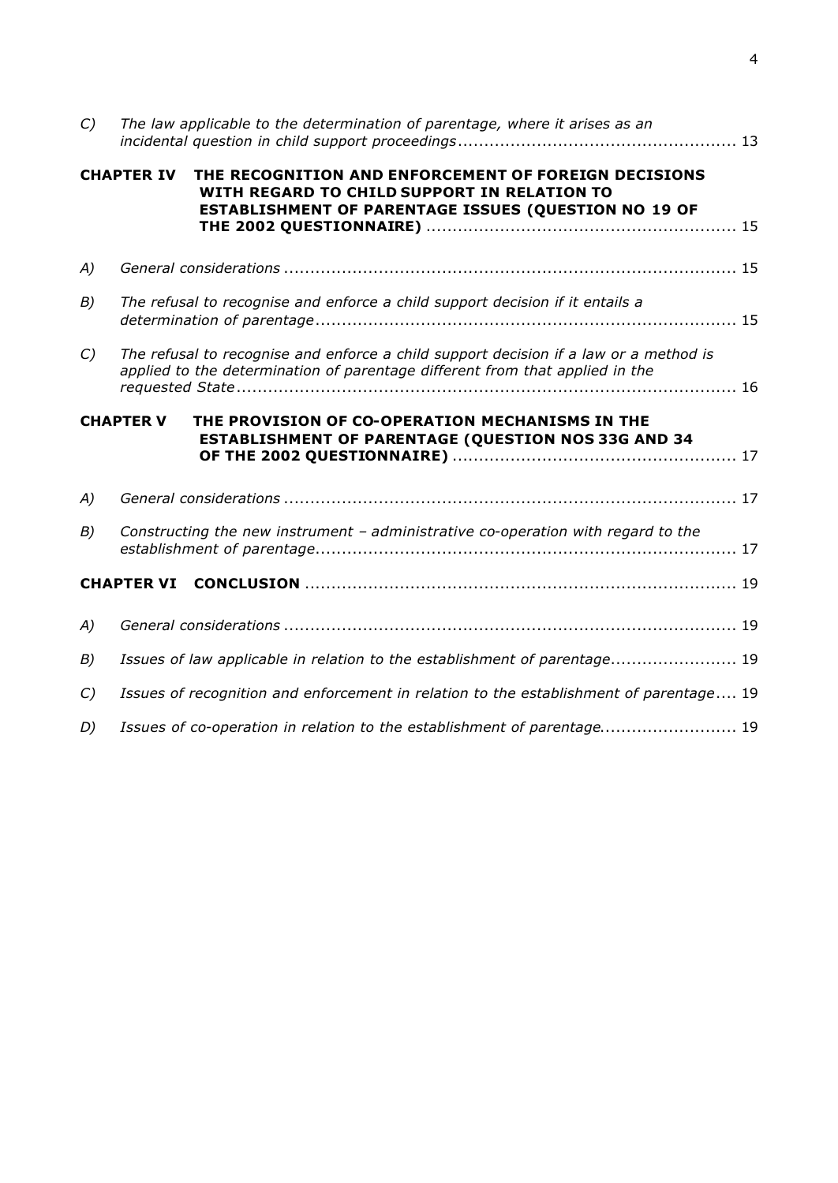*C) The law applicable to the determination of parentage, where it arises as an incidental question in child support proceedings* ..................................................... 13

**CHAPTER IV THE RECOGNITION AND ENFORCEMENT OF FOREIGN DECISIONS WITH REGARD TO CHILD SUPPORT IN RELATION TO ESTABLISHMENT OF PARENTAGE ISSUES (QUESTION NO 19 OF THE 2002 QUESTIONNAIRE)** ........................................................... 15

*A) General considerations* ...................................................................................... 15

*B) The refusal to recognise and enforce a child support decision if it entails a determination of parentage* ................................................................................ 15

*C) The refusal to recognise and enforce a child support decision if a law or a method is applied to the determination of parentage different from that applied in the requested State* ................................................................................................ 16

**CHAPTER V THE PROVISION OF CO-OPERATION MECHANISMS IN THE ESTABLISHMENT OF PARENTAGE (QUESTION NOS 33G AND 34 OF THE 2002 QUESTIONNAIRE)** ...................................................... 17

*A) General considerations* ...................................................................................... 17

*B) Constructing the new instrument – administrative co-operation with regard to the establishment of parentage* ................................................................................ 17

**CHAPTER VI CONCLUSION** .................................................................................. 19

*A) General considerations* ...................................................................................... 19

*B) Issues of law applicable in relation to the establishment of parentage* ........................ 19

*C) Issues of recognition and enforcement in relation to the establishment of parentage* .... 19

*D) Issues of co-operation in relation to the establishment of parentage* .......................... 19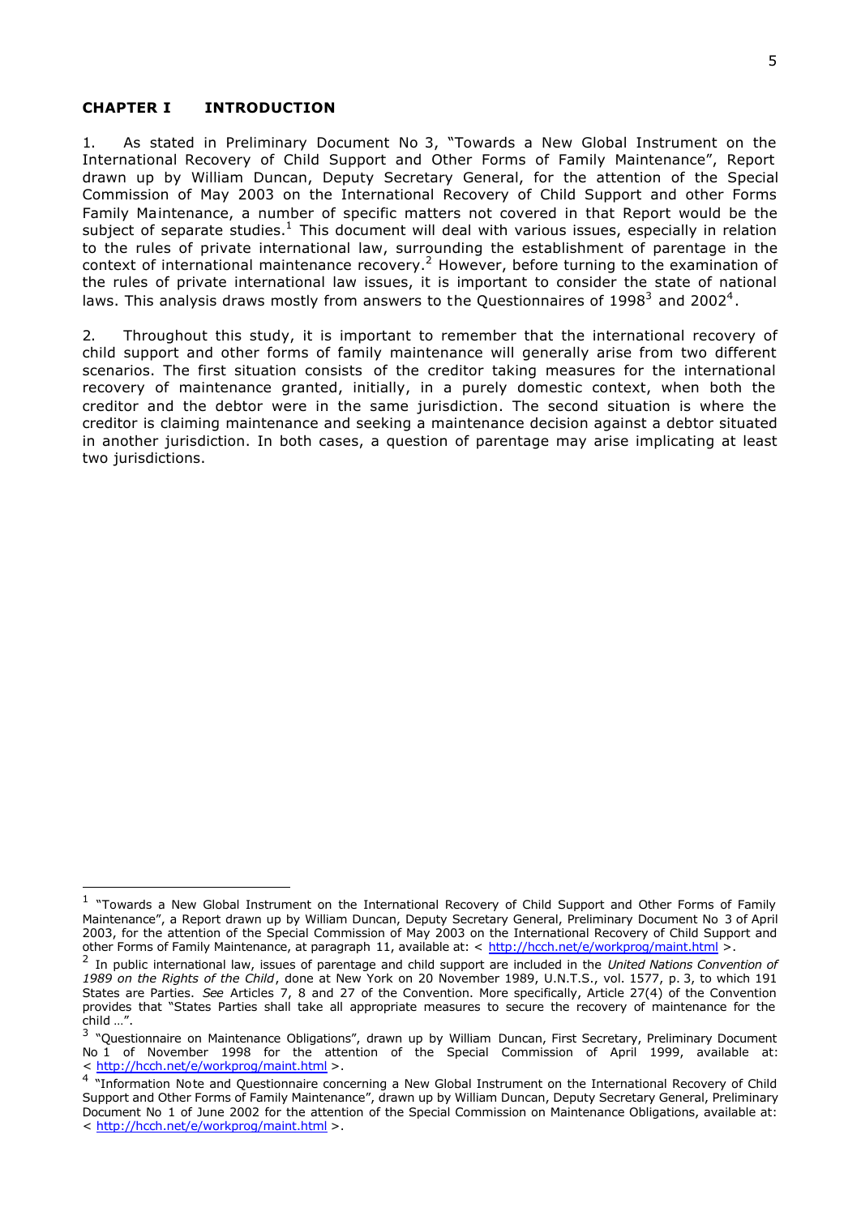## CHAPTER I INTRODUCTION

1. As stated in Preliminary Document No 3, "Towards a New Global Instrument on the International Recovery of Child Support and Other Forms of Family Maintenance", Report drawn up by William Duncan, Deputy Secretary General, for the attention of the Special Commission of May 2003 on the International Recovery of Child Support and other Forms Family Maintenance, a number of specific matters not covered in that Report would be the subject of separate studies.[1] This document will deal with various issues, especially in relation to the rules of private international law, surrounding the establishment of parentage in the context of international maintenance recovery.[2] However, before turning to the examination of the rules of private international law issues, it is important to consider the state of national laws. This analysis draws mostly from answers to the Questionnaires of 1998[3] and 2002[4].

2. Throughout this study, it is important to remember that the international recovery of child support and other forms of family maintenance will generally arise from two different scenarios. The first situation consists of the creditor taking measures for the international recovery of maintenance granted, initially, in a purely domestic context, when both the creditor and the debtor were in the same jurisdiction. The second situation is where the creditor is claiming maintenance and seeking a maintenance decision against a debtor situated in another jurisdiction. In both cases, a question of parentage may arise implicating at least two jurisdictions.

---

[1] "Towards a New Global Instrument on the International Recovery of Child Support and Other Forms of Family Maintenance", a Report drawn up by William Duncan, Deputy Secretary General, Preliminary Document No 3 of April 2003, for the attention of the Special Commission of May 2003 on the International Recovery of Child Support and other Forms of Family Maintenance, at paragraph 11, available at: < http://hcch.net/e/workprog/maint.html >.

[2] In public international law, issues of parentage and child support are included in the *United Nations Convention of 1989 on the Rights of the Child*, done at New York on 20 November 1989, U.N.T.S., vol. 1577, p. 3, to which 191 States are Parties. *See* Articles 7, 8 and 27 of the Convention. More specifically, Article 27(4) of the Convention provides that "States Parties shall take all appropriate measures to secure the recovery of maintenance for the child …".

[3] "Questionnaire on Maintenance Obligations", drawn up by William Duncan, First Secretary, Preliminary Document No 1 of November 1998 for the attention of the Special Commission of April 1999, available at: < http://hcch.net/e/workprog/maint.html >.

[4] "Information Note and Questionnaire concerning a New Global Instrument on the International Recovery of Child Support and Other Forms of Family Maintenance", drawn up by William Duncan, Deputy Secretary General, Preliminary Document No 1 of June 2002 for the attention of the Special Commission on Maintenance Obligations, available at: < http://hcch.net/e/workprog/maint.html >.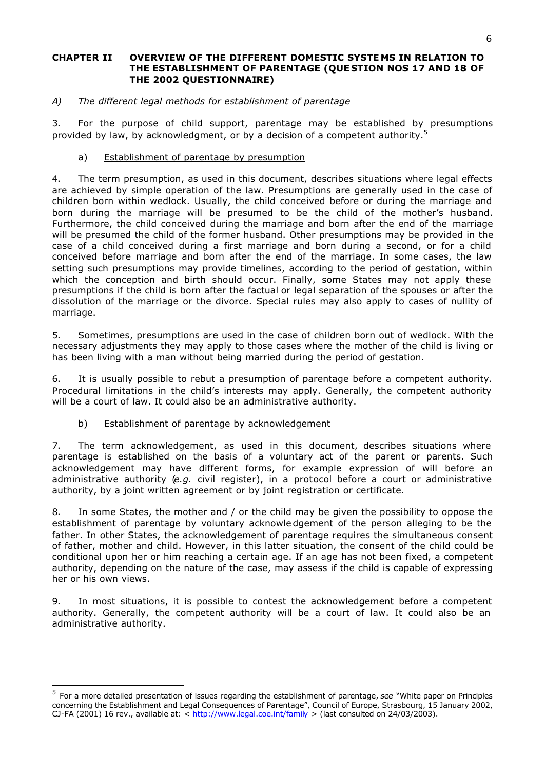## CHAPTER II OVERVIEW OF THE DIFFERENT DOMESTIC SYSTEMS IN RELATION TO THE ESTABLISHMENT OF PARENTAGE (QUESTION NOS 17 AND 18 OF THE 2002 QUESTIONNAIRE)

### *A) The different legal methods for establishment of parentage*

3. For the purpose of child support, parentage may be established by presumptions provided by law, by acknowledgment, or by a decision of a competent authority.[5]

#### a) Establishment of parentage by presumption

4. The term presumption, as used in this document, describes situations where legal effects are achieved by simple operation of the law. Presumptions are generally used in the case of children born within wedlock. Usually, the child conceived before or during the marriage and born during the marriage will be presumed to be the child of the mother's husband. Furthermore, the child conceived during the marriage and born after the end of the marriage will be presumed the child of the former husband. Other presumptions may be provided in the case of a child conceived during a first marriage and born during a second, or for a child conceived before marriage and born after the end of the marriage. In some cases, the law setting such presumptions may provide timelines, according to the period of gestation, within which the conception and birth should occur. Finally, some States may not apply these presumptions if the child is born after the factual or legal separation of the spouses or after the dissolution of the marriage or the divorce. Special rules may also apply to cases of nullity of marriage.

5. Sometimes, presumptions are used in the case of children born out of wedlock. With the necessary adjustments they may apply to those cases where the mother of the child is living or has been living with a man without being married during the period of gestation.

6. It is usually possible to rebut a presumption of parentage before a competent authority. Procedural limitations in the child's interests may apply. Generally, the competent authority will be a court of law. It could also be an administrative authority.

#### b) Establishment of parentage by acknowledgement

7. The term acknowledgement, as used in this document, describes situations where parentage is established on the basis of a voluntary act of the parent or parents. Such acknowledgement may have different forms, for example expression of will before an administrative authority (*e.g.* civil register), in a protocol before a court or administrative authority, by a joint written agreement or by joint registration or certificate.

8. In some States, the mother and / or the child may be given the possibility to oppose the establishment of parentage by voluntary acknowledgement of the person alleging to be the father. In other States, the acknowledgement of parentage requires the simultaneous consent of father, mother and child. However, in this latter situation, the consent of the child could be conditional upon her or him reaching a certain age. If an age has not been fixed, a competent authority, depending on the nature of the case, may assess if the child is capable of expressing her or his own views.

9. In most situations, it is possible to contest the acknowledgement before a competent authority. Generally, the competent authority will be a court of law. It could also be an administrative authority.

---

[5] For a more detailed presentation of issues regarding the establishment of parentage, *see* "White paper on Principles concerning the Establishment and Legal Consequences of Parentage", Council of Europe, Strasbourg, 15 January 2002, CJ-FA (2001) 16 rev., available at: < http://www.legal.coe.int/family > (last consulted on 24/03/2003).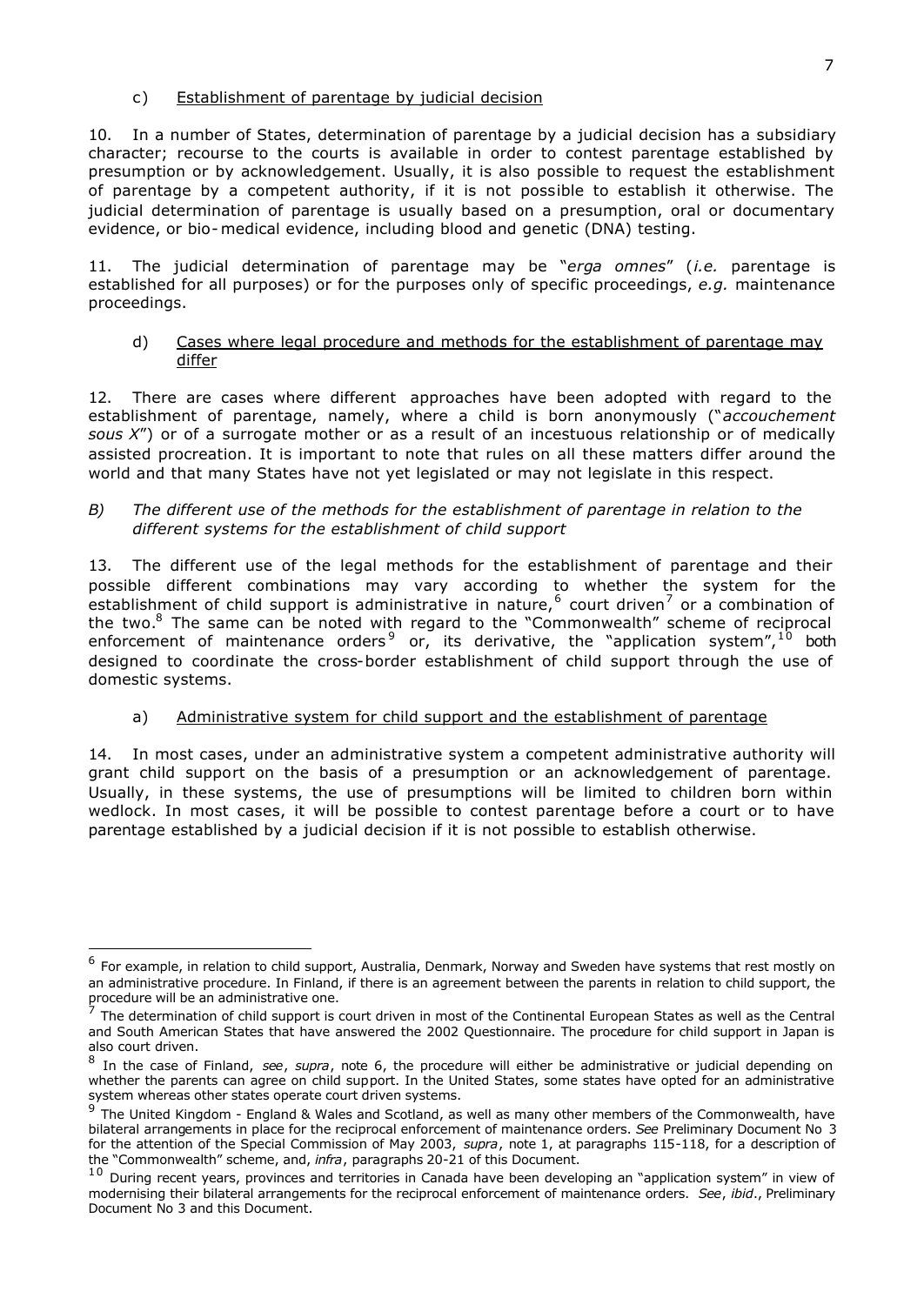#### c) Establishment of parentage by judicial decision

10. In a number of States, determination of parentage by a judicial decision has a subsidiary character; recourse to the courts is available in order to contest parentage established by presumption or by acknowledgement. Usually, it is also possible to request the establishment of parentage by a competent authority, if it is not possible to establish it otherwise. The judicial determination of parentage is usually based on a presumption, oral or documentary evidence, or bio-medical evidence, including blood and genetic (DNA) testing.

11. The judicial determination of parentage may be "*erga omnes*" (*i.e.* parentage is established for all purposes) or for the purposes only of specific proceedings, *e.g.* maintenance proceedings.

#### d) Cases where legal procedure and methods for the establishment of parentage may differ

12. There are cases where different approaches have been adopted with regard to the establishment of parentage, namely, where a child is born anonymously ("*accouchement sous X*") or of a surrogate mother or as a result of an incestuous relationship or of medically assisted procreation. It is important to note that rules on all these matters differ around the world and that many States have not yet legislated or may not legislate in this respect.

### *B) The different use of the methods for the establishment of parentage in relation to the different systems for the establishment of child support*

13. The different use of the legal methods for the establishment of parentage and their possible different combinations may vary according to whether the system for the establishment of child support is administrative in nature,[6] court driven[7] or a combination of the two.[8] The same can be noted with regard to the "Commonwealth" scheme of reciprocal enforcement of maintenance orders[9] or, its derivative, the "application system",[10] both designed to coordinate the cross-border establishment of child support through the use of domestic systems.

#### a) Administrative system for child support and the establishment of parentage

14. In most cases, under an administrative system a competent administrative authority will grant child support on the basis of a presumption or an acknowledgement of parentage. Usually, in these systems, the use of presumptions will be limited to children born within wedlock. In most cases, it will be possible to contest parentage before a court or to have parentage established by a judicial decision if it is not possible to establish otherwise.

---

[6] For example, in relation to child support, Australia, Denmark, Norway and Sweden have systems that rest mostly on an administrative procedure. In Finland, if there is an agreement between the parents in relation to child support, the procedure will be an administrative one.

[7] The determination of child support is court driven in most of the Continental European States as well as the Central and South American States that have answered the 2002 Questionnaire. The procedure for child support in Japan is also court driven.

[8] In the case of Finland, *see*, *supra*, note 6, the procedure will either be administrative or judicial depending on whether the parents can agree on child support. In the United States, some states have opted for an administrative system whereas other states operate court driven systems.

[9] The United Kingdom - England & Wales and Scotland, as well as many other members of the Commonwealth, have bilateral arrangements in place for the reciprocal enforcement of maintenance orders. *See* Preliminary Document No 3 for the attention of the Special Commission of May 2003, *supra*, note 1, at paragraphs 115-118, for a description of the "Commonwealth" scheme, and, *infra*, paragraphs 20-21 of this Document.

[10] During recent years, provinces and territories in Canada have been developing an "application system" in view of modernising their bilateral arrangements for the reciprocal enforcement of maintenance orders. *See*, *ibid*., Preliminary Document No 3 and this Document.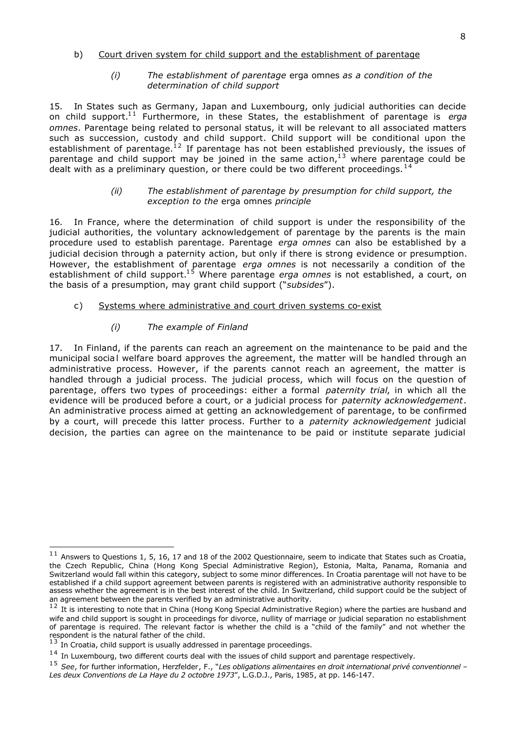b) <u>Court driven system for child support and the establishment of parentage</u>

*(i) The establishment of parentage* erga omnes *as a condition of the determination of child support*

15. In States such as Germany, Japan and Luxembourg, only judicial authorities can decide on child support.[11] Furthermore, in these States, the establishment of parentage is *erga omnes*. Parentage being related to personal status, it will be relevant to all associated matters such as succession, custody and child support. Child support will be conditional upon the establishment of parentage.[12] If parentage has not been established previously, the issues of parentage and child support may be joined in the same action,[13] where parentage could be dealt with as a preliminary question, or there could be two different proceedings.[14]

*(ii) The establishment of parentage by presumption for child support, the exception to the* erga omnes *principle*

16. In France, where the determination of child support is under the responsibility of the judicial authorities, the voluntary acknowledgement of parentage by the parents is the main procedure used to establish parentage. Parentage *erga omnes* can also be established by a judicial decision through a paternity action, but only if there is strong evidence or presumption. However, the establishment of parentage *erga omnes* is not necessarily a condition of the establishment of child support.[15] Where parentage *erga omnes* is not established, a court, on the basis of a presumption, may grant child support ("*subsides*").

c) <u>Systems where administrative and court driven systems co-exist</u>

*(i) The example of Finland*

17. In Finland, if the parents can reach an agreement on the maintenance to be paid and the municipal social welfare board approves the agreement, the matter will be handled through an administrative process. However, if the parents cannot reach an agreement, the matter is handled through a judicial process. The judicial process, which will focus on the question of parentage, offers two types of proceedings: either a formal *paternity trial*, in which all the evidence will be produced before a court, or a judicial process for *paternity acknowledgement*. An administrative process aimed at getting an acknowledgement of parentage, to be confirmed by a court, will precede this latter process. Further to a *paternity acknowledgement* judicial decision, the parties can agree on the maintenance to be paid or institute separate judicial

---

[11] Answers to Questions 1, 5, 16, 17 and 18 of the 2002 Questionnaire, seem to indicate that States such as Croatia, the Czech Republic, China (Hong Kong Special Administrative Region), Estonia, Malta, Panama, Romania and Switzerland would fall within this category, subject to some minor differences. In Croatia parentage will not have to be established if a child support agreement between parents is registered with an administrative authority responsible to assess whether the agreement is in the best interest of the child. In Switzerland, child support could be the subject of an agreement between the parents verified by an administrative authority.

[12] It is interesting to note that in China (Hong Kong Special Administrative Region) where the parties are husband and wife and child support is sought in proceedings for divorce, nullity of marriage or judicial separation no establishment of parentage is required. The relevant factor is whether the child is a "child of the family" and not whether the respondent is the natural father of the child.

[13] In Croatia, child support is usually addressed in parentage proceedings.

[14] In Luxembourg, two different courts deal with the issues of child support and parentage respectively.

[15] *See*, for further information, Herzfelder, F., "*Les obligations alimentaires en droit international privé conventionnel – Les deux Conventions de La Haye du 2 octobre 1973*", L.G.D.J., Paris, 1985, at pp. 146-147.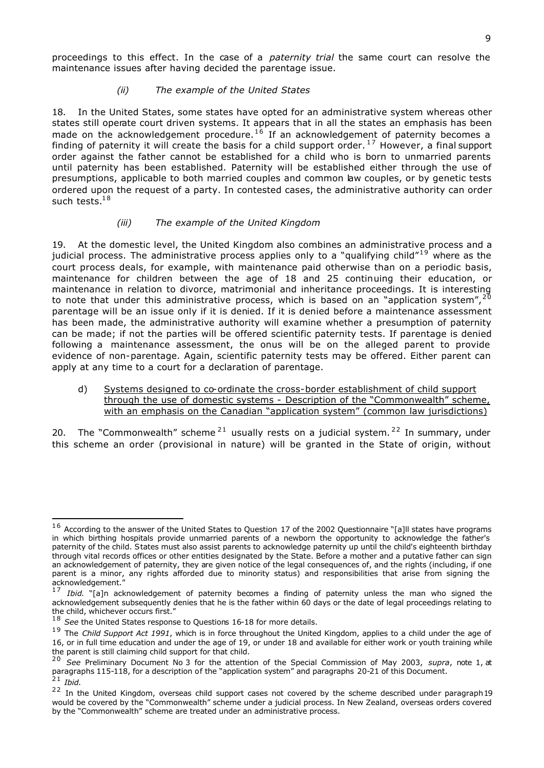proceedings to this effect. In the case of a *paternity trial* the same court can resolve the maintenance issues after having decided the parentage issue.

*(ii) The example of the United States*

18. In the United States, some states have opted for an administrative system whereas other states still operate court driven systems. It appears that in all the states an emphasis has been made on the acknowledgement procedure.[16] If an acknowledgement of paternity becomes a finding of paternity it will create the basis for a child support order.[17] However, a final support order against the father cannot be established for a child who is born to unmarried parents until paternity has been established. Paternity will be established either through the use of presumptions, applicable to both married couples and common law couples, or by genetic tests ordered upon the request of a party. In contested cases, the administrative authority can order such tests.[18]

*(iii) The example of the United Kingdom*

19. At the domestic level, the United Kingdom also combines an administrative process and a judicial process. The administrative process applies only to a "qualifying child"[19] where as the court process deals, for example, with maintenance paid otherwise than on a periodic basis, maintenance for children between the age of 18 and 25 continuing their education, or maintenance in relation to divorce, matrimonial and inheritance proceedings. It is interesting to note that under this administrative process, which is based on an "application system",[20] parentage will be an issue only if it is denied. If it is denied before a maintenance assessment has been made, the administrative authority will examine whether a presumption of paternity can be made; if not the parties will be offered scientific paternity tests. If parentage is denied following a maintenance assessment, the onus will be on the alleged parent to provide evidence of non-parentage. Again, scientific paternity tests may be offered. Either parent can apply at any time to a court for a declaration of parentage.

d) Systems designed to co-ordinate the cross-border establishment of child support through the use of domestic systems - Description of the "Commonwealth" scheme, with an emphasis on the Canadian "application system" (common law jurisdictions)

20. The "Commonwealth" scheme[21] usually rests on a judicial system.[22] In summary, under this scheme an order (provisional in nature) will be granted in the State of origin, without

---

[16] According to the answer of the United States to Question 17 of the 2002 Questionnaire "[a]ll states have programs in which birthing hospitals provide unmarried parents of a newborn the opportunity to acknowledge the father's paternity of the child. States must also assist parents to acknowledge paternity up until the child's eighteenth birthday through vital records offices or other entities designated by the State. Before a mother and a putative father can sign an acknowledgement of paternity, they are given notice of the legal consequences of, and the rights (including, if one parent is a minor, any rights afforded due to minority status) and responsibilities that arise from signing the acknowledgement."

[17] *Ibid.* "[a]n acknowledgement of paternity becomes a finding of paternity unless the man who signed the acknowledgement subsequently denies that he is the father within 60 days or the date of legal proceedings relating to the child, whichever occurs first."

[18] *See* the United States response to Questions 16-18 for more details.

[19] The *Child Support Act 1991*, which is in force throughout the United Kingdom, applies to a child under the age of 16, or in full time education and under the age of 19, or under 18 and available for either work or youth training while the parent is still claiming child support for that child.

[20] *See* Preliminary Document No 3 for the attention of the Special Commission of May 2003, *supra*, note 1, at paragraphs 115-118, for a description of the "application system" and paragraphs 20-21 of this Document.

[21] *Ibid.*

[22] In the United Kingdom, overseas child support cases not covered by the scheme described under paragraph 19 would be covered by the "Commonwealth" scheme under a judicial process. In New Zealand, overseas orders covered by the "Commonwealth" scheme are treated under an administrative process.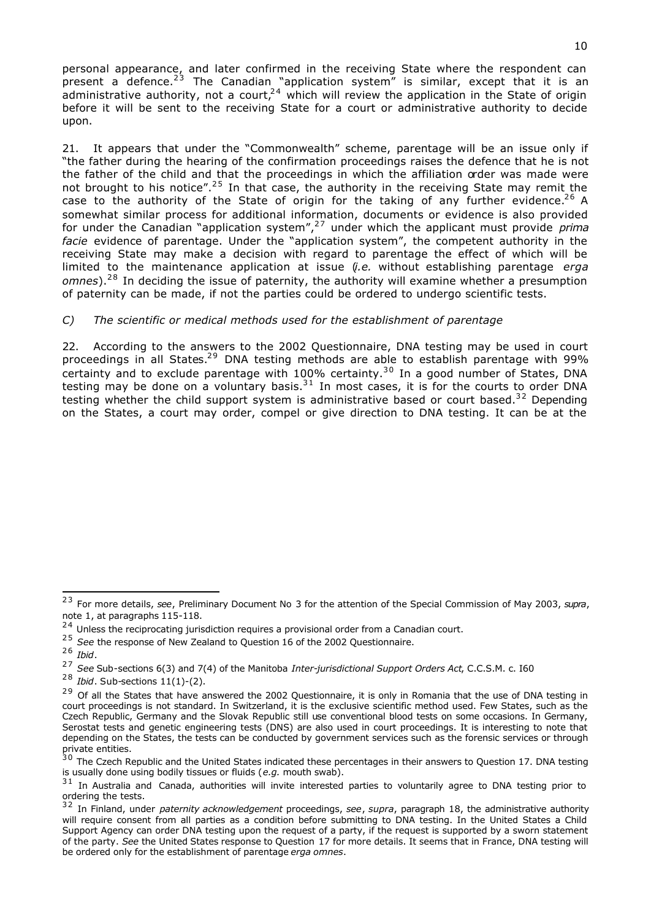personal appearance, and later confirmed in the receiving State where the respondent can present a defence.[23] The Canadian "application system" is similar, except that it is an administrative authority, not a court,[24] which will review the application in the State of origin before it will be sent to the receiving State for a court or administrative authority to decide upon.

21. It appears that under the "Commonwealth" scheme, parentage will be an issue only if "the father during the hearing of the confirmation proceedings raises the defence that he is not the father of the child and that the proceedings in which the affiliation order was made were not brought to his notice".[25] In that case, the authority in the receiving State may remit the case to the authority of the State of origin for the taking of any further evidence.[26] A somewhat similar process for additional information, documents or evidence is also provided for under the Canadian "application system",[27] under which the applicant must provide *prima facie* evidence of parentage. Under the "application system", the competent authority in the receiving State may make a decision with regard to parentage the effect of which will be limited to the maintenance application at issue (*i.e.* without establishing parentage *erga omnes*).[28] In deciding the issue of paternity, the authority will examine whether a presumption of paternity can be made, if not the parties could be ordered to undergo scientific tests.

*C) The scientific or medical methods used for the establishment of parentage*

22. According to the answers to the 2002 Questionnaire, DNA testing may be used in court proceedings in all States.[29] DNA testing methods are able to establish parentage with 99% certainty and to exclude parentage with 100% certainty.[30] In a good number of States, DNA testing may be done on a voluntary basis.[31] In most cases, it is for the courts to order DNA testing whether the child support system is administrative based or court based.[32] Depending on the States, a court may order, compel or give direction to DNA testing. It can be at the

---

[23] For more details, *see*, Preliminary Document No 3 for the attention of the Special Commission of May 2003, *supra*, note 1, at paragraphs 115-118.

[24] Unless the reciprocating jurisdiction requires a provisional order from a Canadian court.

[25] *See* the response of New Zealand to Question 16 of the 2002 Questionnaire.

[26] *Ibid*.

[27] *See* Sub-sections 6(3) and 7(4) of the Manitoba *Inter-jurisdictional Support Orders Act*, C.C.S.M. c. I60

[28] *Ibid*. Sub-sections 11(1)-(2).

[29] Of all the States that have answered the 2002 Questionnaire, it is only in Romania that the use of DNA testing in court proceedings is not standard. In Switzerland, it is the exclusive scientific method used. Few States, such as the Czech Republic, Germany and the Slovak Republic still use conventional blood tests on some occasions. In Germany, Serostat tests and genetic engineering tests (DNS) are also used in court proceedings. It is interesting to note that depending on the States, the tests can be conducted by government services such as the forensic services or through private entities.

[30] The Czech Republic and the United States indicated these percentages in their answers to Question 17. DNA testing is usually done using bodily tissues or fluids (*e.g.* mouth swab).

[31] In Australia and Canada, authorities will invite interested parties to voluntarily agree to DNA testing prior to ordering the tests.

[32] In Finland, under *paternity acknowledgement* proceedings, *see*, *supra*, paragraph 18, the administrative authority will require consent from all parties as a condition before submitting to DNA testing. In the United States a Child Support Agency can order DNA testing upon the request of a party, if the request is supported by a sworn statement of the party. *See* the United States response to Question 17 for more details. It seems that in France, DNA testing will be ordered only for the establishment of parentage *erga omnes*.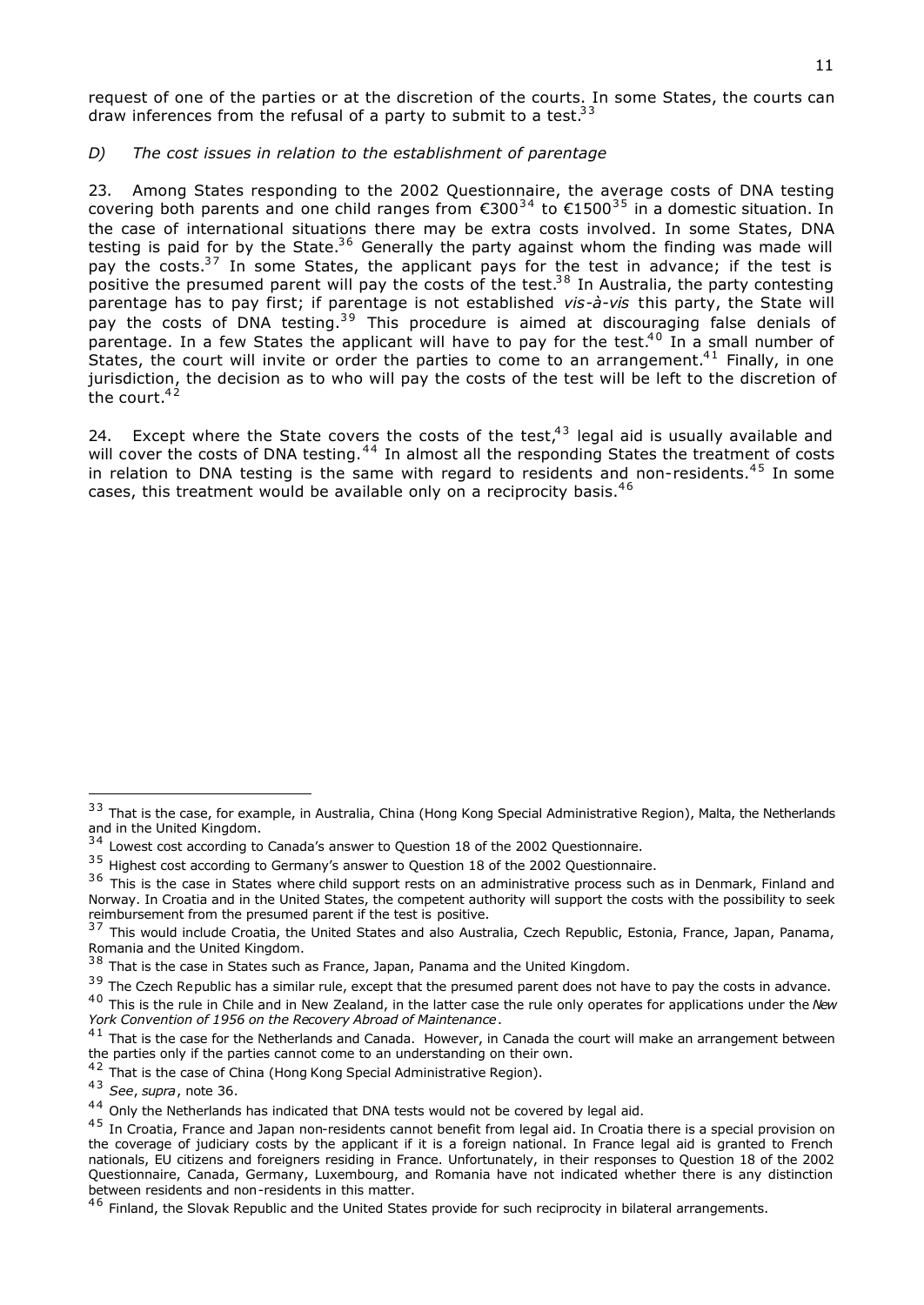request of one of the parties or at the discretion of the courts. In some States, the courts can draw inferences from the refusal of a party to submit to a test.[33]

*D) The cost issues in relation to the establishment of parentage*

23. Among States responding to the 2002 Questionnaire, the average costs of DNA testing covering both parents and one child ranges from €300[34] to €1500[35] in a domestic situation. In the case of international situations there may be extra costs involved. In some States, DNA testing is paid for by the State.[36] Generally the party against whom the finding was made will pay the costs.[37] In some States, the applicant pays for the test in advance; if the test is positive the presumed parent will pay the costs of the test.[38] In Australia, the party contesting parentage has to pay first; if parentage is not established *vis-à-vis* this party, the State will pay the costs of DNA testing.[39] This procedure is aimed at discouraging false denials of parentage. In a few States the applicant will have to pay for the test.[40] In a small number of States, the court will invite or order the parties to come to an arrangement.[41] Finally, in one jurisdiction, the decision as to who will pay the costs of the test will be left to the discretion of the court.[42]

24. Except where the State covers the costs of the test,[43] legal aid is usually available and will cover the costs of DNA testing.[44] In almost all the responding States the treatment of costs in relation to DNA testing is the same with regard to residents and non-residents.[45] In some cases, this treatment would be available only on a reciprocity basis.[46]

---

[33] That is the case, for example, in Australia, China (Hong Kong Special Administrative Region), Malta, the Netherlands and in the United Kingdom.

[34] Lowest cost according to Canada's answer to Question 18 of the 2002 Questionnaire.

[35] Highest cost according to Germany's answer to Question 18 of the 2002 Questionnaire.

[36] This is the case in States where child support rests on an administrative process such as in Denmark, Finland and Norway. In Croatia and in the United States, the competent authority will support the costs with the possibility to seek reimbursement from the presumed parent if the test is positive.

[37] This would include Croatia, the United States and also Australia, Czech Republic, Estonia, France, Japan, Panama, Romania and the United Kingdom.

[38] That is the case in States such as France, Japan, Panama and the United Kingdom.

[39] The Czech Republic has a similar rule, except that the presumed parent does not have to pay the costs in advance.

[40] This is the rule in Chile and in New Zealand, in the latter case the rule only operates for applications under the *New York Convention of 1956 on the Recovery Abroad of Maintenance*.

[41] That is the case for the Netherlands and Canada. However, in Canada the court will make an arrangement between the parties only if the parties cannot come to an understanding on their own.

[42] That is the case of China (Hong Kong Special Administrative Region).

[43] *See*, *supra*, note 36.

[44] Only the Netherlands has indicated that DNA tests would not be covered by legal aid.

[45] In Croatia, France and Japan non-residents cannot benefit from legal aid. In Croatia there is a special provision on the coverage of judiciary costs by the applicant if it is a foreign national. In France legal aid is granted to French nationals, EU citizens and foreigners residing in France. Unfortunately, in their responses to Question 18 of the 2002 Questionnaire, Canada, Germany, Luxembourg, and Romania have not indicated whether there is any distinction between residents and non-residents in this matter.

[46] Finland, the Slovak Republic and the United States provide for such reciprocity in bilateral arrangements.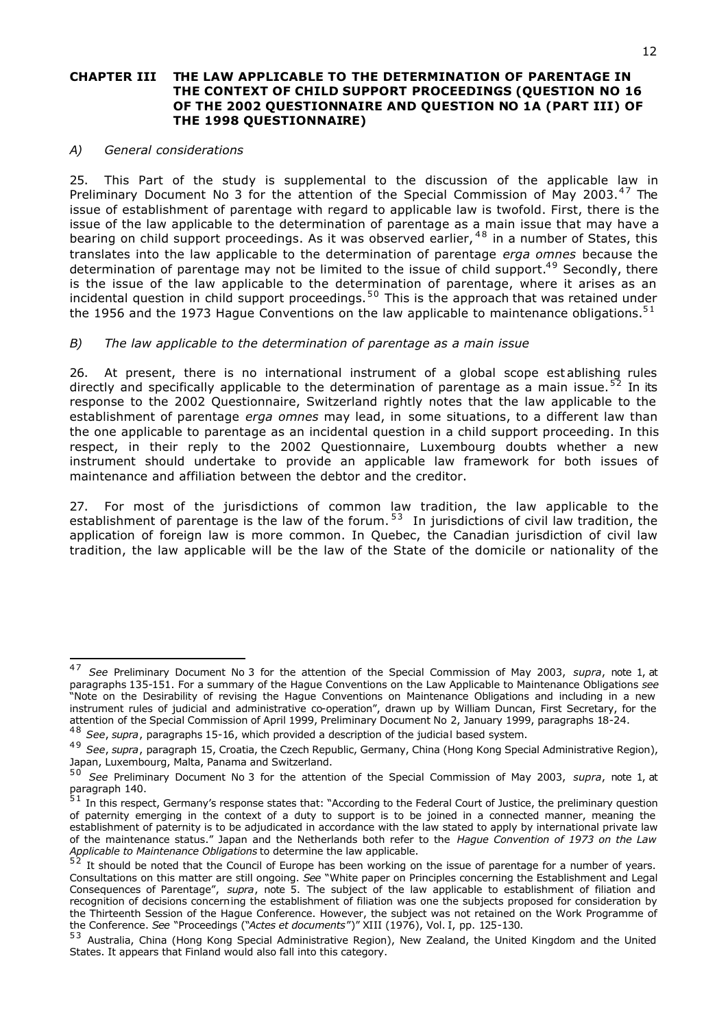## CHAPTER III THE LAW APPLICABLE TO THE DETERMINATION OF PARENTAGE IN THE CONTEXT OF CHILD SUPPORT PROCEEDINGS (QUESTION NO 16 OF THE 2002 QUESTIONNAIRE AND QUESTION NO 1A (PART III) OF THE 1998 QUESTIONNAIRE)

### *A) General considerations*

25. This Part of the study is supplemental to the discussion of the applicable law in Preliminary Document No 3 for the attention of the Special Commission of May 2003.[47] The issue of establishment of parentage with regard to applicable law is twofold. First, there is the issue of the law applicable to the determination of parentage as a main issue that may have a bearing on child support proceedings. As it was observed earlier,[48] in a number of States, this translates into the law applicable to the determination of parentage *erga omnes* because the determination of parentage may not be limited to the issue of child support.[49] Secondly, there is the issue of the law applicable to the determination of parentage, where it arises as an incidental question in child support proceedings.[50] This is the approach that was retained under the 1956 and the 1973 Hague Conventions on the law applicable to maintenance obligations.[51]

### *B) The law applicable to the determination of parentage as a main issue*

26. At present, there is no international instrument of a global scope establishing rules directly and specifically applicable to the determination of parentage as a main issue.[52] In its response to the 2002 Questionnaire, Switzerland rightly notes that the law applicable to the establishment of parentage *erga omnes* may lead, in some situations, to a different law than the one applicable to parentage as an incidental question in a child support proceeding. In this respect, in their reply to the 2002 Questionnaire, Luxembourg doubts whether a new instrument should undertake to provide an applicable law framework for both issues of maintenance and affiliation between the debtor and the creditor.

27. For most of the jurisdictions of common law tradition, the law applicable to the establishment of parentage is the law of the forum.[53] In jurisdictions of civil law tradition, the application of foreign law is more common. In Quebec, the Canadian jurisdiction of civil law tradition, the law applicable will be the law of the State of the domicile or nationality of the

---

[47] *See* Preliminary Document No 3 for the attention of the Special Commission of May 2003, *supra*, note 1, at paragraphs 135-151. For a summary of the Hague Conventions on the Law Applicable to Maintenance Obligations *see* "Note on the Desirability of revising the Hague Conventions on Maintenance Obligations and including in a new instrument rules of judicial and administrative co-operation", drawn up by William Duncan, First Secretary, for the attention of the Special Commission of April 1999, Preliminary Document No 2, January 1999, paragraphs 18-24.

[48] *See*, *supra*, paragraphs 15-16, which provided a description of the judicial based system.

[49] *See*, *supra*, paragraph 15, Croatia, the Czech Republic, Germany, China (Hong Kong Special Administrative Region), Japan, Luxembourg, Malta, Panama and Switzerland.

[50] *See* Preliminary Document No 3 for the attention of the Special Commission of May 2003, *supra*, note 1, at paragraph 140.

[51] In this respect, Germany's response states that: "According to the Federal Court of Justice, the preliminary question of paternity emerging in the context of a duty to support is to be joined in a connected manner, meaning the establishment of paternity is to be adjudicated in accordance with the law stated to apply by international private law of the maintenance status." Japan and the Netherlands both refer to the *Hague Convention of 1973 on the Law Applicable to Maintenance Obligations* to determine the law applicable.

[52] It should be noted that the Council of Europe has been working on the issue of parentage for a number of years. Consultations on this matter are still ongoing. *See* "White paper on Principles concerning the Establishment and Legal Consequences of Parentage", *supra*, note 5. The subject of the law applicable to establishment of filiation and recognition of decisions concerning the establishment of filiation was one the subjects proposed for consideration by the Thirteenth Session of the Hague Conference. However, the subject was not retained on the Work Programme of the Conference. *See* "Proceedings ("*Actes et documents*")" XIII (1976), Vol. I, pp. 125-130.

[53] Australia, China (Hong Kong Special Administrative Region), New Zealand, the United Kingdom and the United States. It appears that Finland would also fall into this category.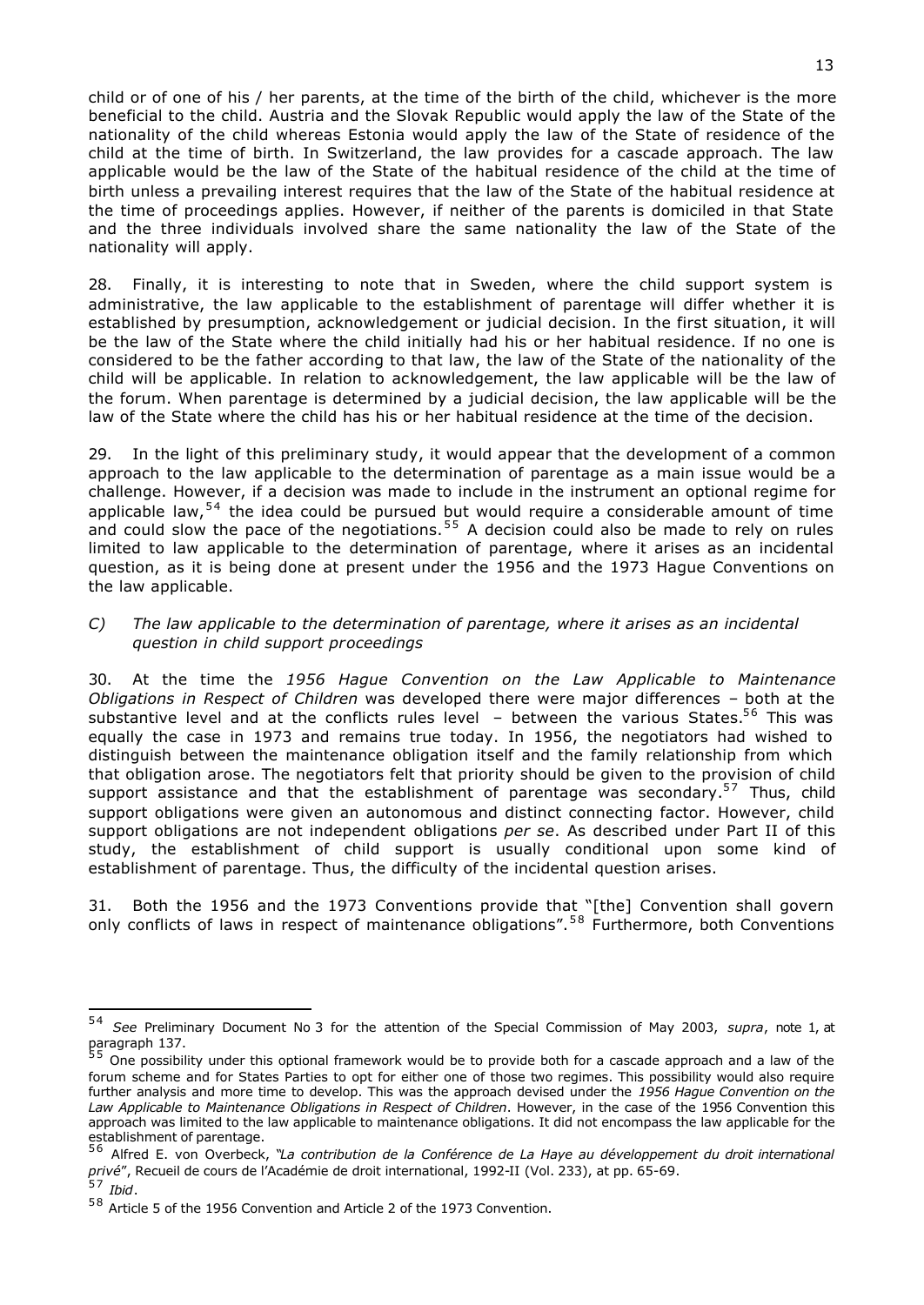child or of one of his / her parents, at the time of the birth of the child, whichever is the more beneficial to the child. Austria and the Slovak Republic would apply the law of the State of the nationality of the child whereas Estonia would apply the law of the State of residence of the child at the time of birth. In Switzerland, the law provides for a cascade approach. The law applicable would be the law of the State of the habitual residence of the child at the time of birth unless a prevailing interest requires that the law of the State of the habitual residence at the time of proceedings applies. However, if neither of the parents is domiciled in that State and the three individuals involved share the same nationality the law of the State of the nationality will apply.

28. Finally, it is interesting to note that in Sweden, where the child support system is administrative, the law applicable to the establishment of parentage will differ whether it is established by presumption, acknowledgement or judicial decision. In the first situation, it will be the law of the State where the child initially had his or her habitual residence. If no one is considered to be the father according to that law, the law of the State of the nationality of the child will be applicable. In relation to acknowledgement, the law applicable will be the law of the forum. When parentage is determined by a judicial decision, the law applicable will be the law of the State where the child has his or her habitual residence at the time of the decision.

29. In the light of this preliminary study, it would appear that the development of a common approach to the law applicable to the determination of parentage as a main issue would be a challenge. However, if a decision was made to include in the instrument an optional regime for applicable law,[54] the idea could be pursued but would require a considerable amount of time and could slow the pace of the negotiations.[55] A decision could also be made to rely on rules limited to law applicable to the determination of parentage, where it arises as an incidental question, as it is being done at present under the 1956 and the 1973 Hague Conventions on the law applicable.

### C) *The law applicable to the determination of parentage, where it arises as an incidental question in child support proceedings*

30. At the time the *1956 Hague Convention on the Law Applicable to Maintenance Obligations in Respect of Children* was developed there were major differences – both at the substantive level and at the conflicts rules level – between the various States.[56] This was equally the case in 1973 and remains true today. In 1956, the negotiators had wished to distinguish between the maintenance obligation itself and the family relationship from which that obligation arose. The negotiators felt that priority should be given to the provision of child support assistance and that the establishment of parentage was secondary.[57] Thus, child support obligations were given an autonomous and distinct connecting factor. However, child support obligations are not independent obligations *per se*. As described under Part II of this study, the establishment of child support is usually conditional upon some kind of establishment of parentage. Thus, the difficulty of the incidental question arises.

31. Both the 1956 and the 1973 Conventions provide that "[the] Convention shall govern only conflicts of laws in respect of maintenance obligations".[58] Furthermore, both Conventions

---

[54] *See* Preliminary Document No 3 for the attention of the Special Commission of May 2003, *supra*, note 1, at paragraph 137.

[55] One possibility under this optional framework would be to provide both for a cascade approach and a law of the forum scheme and for States Parties to opt for either one of those two regimes. This possibility would also require further analysis and more time to develop. This was the approach devised under the *1956 Hague Convention on the Law Applicable to Maintenance Obligations in Respect of Children*. However, in the case of the 1956 Convention this approach was limited to the law applicable to maintenance obligations. It did not encompass the law applicable for the establishment of parentage.

[56] Alfred E. von Overbeck, "*La contribution de la Conférence de La Haye au développement du droit international privé*", Recueil de cours de l'Académie de droit international, 1992-II (Vol. 233), at pp. 65-69.

[57] *Ibid*.

[58] Article 5 of the 1956 Convention and Article 2 of the 1973 Convention.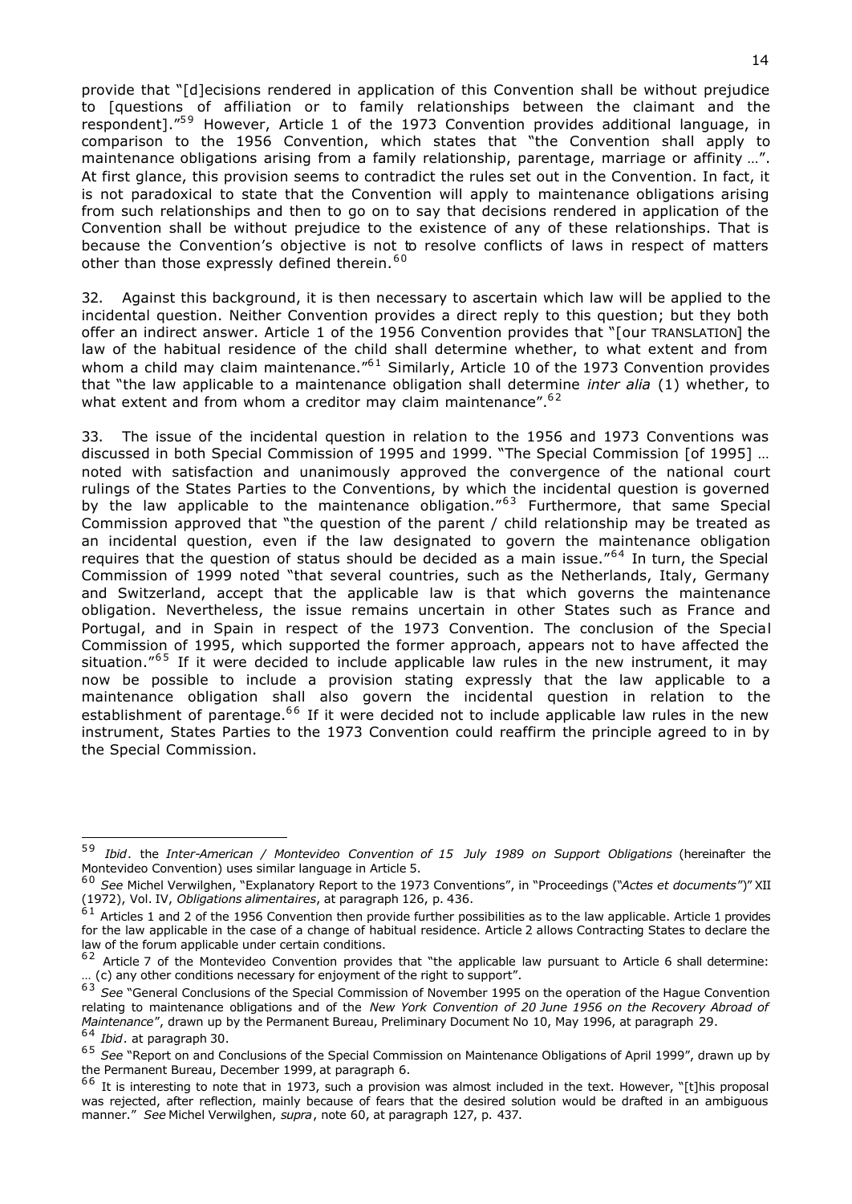provide that "[d]ecisions rendered in application of this Convention shall be without prejudice to [questions of affiliation or to family relationships between the claimant and the respondent]."[59] However, Article 1 of the 1973 Convention provides additional language, in comparison to the 1956 Convention, which states that "the Convention shall apply to maintenance obligations arising from a family relationship, parentage, marriage or affinity …". At first glance, this provision seems to contradict the rules set out in the Convention. In fact, it is not paradoxical to state that the Convention will apply to maintenance obligations arising from such relationships and then to go on to say that decisions rendered in application of the Convention shall be without prejudice to the existence of any of these relationships. That is because the Convention's objective is not to resolve conflicts of laws in respect of matters other than those expressly defined therein.[60]

32. Against this background, it is then necessary to ascertain which law will be applied to the incidental question. Neither Convention provides a direct reply to this question; but they both offer an indirect answer. Article 1 of the 1956 Convention provides that "[our TRANSLATION] the law of the habitual residence of the child shall determine whether, to what extent and from whom a child may claim maintenance."[61] Similarly, Article 10 of the 1973 Convention provides that "the law applicable to a maintenance obligation shall determine *inter alia* (1) whether, to what extent and from whom a creditor may claim maintenance".[62]

33. The issue of the incidental question in relation to the 1956 and 1973 Conventions was discussed in both Special Commission of 1995 and 1999. "The Special Commission [of 1995] … noted with satisfaction and unanimously approved the convergence of the national court rulings of the States Parties to the Conventions, by which the incidental question is governed by the law applicable to the maintenance obligation."[63] Furthermore, that same Special Commission approved that "the question of the parent / child relationship may be treated as an incidental question, even if the law designated to govern the maintenance obligation requires that the question of status should be decided as a main issue."[64] In turn, the Special Commission of 1999 noted "that several countries, such as the Netherlands, Italy, Germany and Switzerland, accept that the applicable law is that which governs the maintenance obligation. Nevertheless, the issue remains uncertain in other States such as France and Portugal, and in Spain in respect of the 1973 Convention. The conclusion of the Special Commission of 1995, which supported the former approach, appears not to have affected the situation."[65] If it were decided to include applicable law rules in the new instrument, it may now be possible to include a provision stating expressly that the law applicable to a maintenance obligation shall also govern the incidental question in relation to the establishment of parentage.[66] If it were decided not to include applicable law rules in the new instrument, States Parties to the 1973 Convention could reaffirm the principle agreed to in by the Special Commission.

---

[59] *Ibid*. the *Inter-American / Montevideo Convention of 15 July 1989 on Support Obligations* (hereinafter the Montevideo Convention) uses similar language in Article 5.

[60] *See* Michel Verwilghen, "Explanatory Report to the 1973 Conventions", in "Proceedings ("*Actes et documents*")" XII (1972), Vol. IV, *Obligations alimentaires*, at paragraph 126, p. 436.

[61] Articles 1 and 2 of the 1956 Convention then provide further possibilities as to the law applicable. Article 1 provides for the law applicable in the case of a change of habitual residence. Article 2 allows Contracting States to declare the law of the forum applicable under certain conditions.

[62] Article 7 of the Montevideo Convention provides that "the applicable law pursuant to Article 6 shall determine: … (c) any other conditions necessary for enjoyment of the right to support".

[63] *See* "General Conclusions of the Special Commission of November 1995 on the operation of the Hague Convention relating to maintenance obligations and of the *New York Convention of 20 June 1956 on the Recovery Abroad of Maintenance*", drawn up by the Permanent Bureau, Preliminary Document No 10, May 1996, at paragraph 29.

[64] *Ibid*. at paragraph 30.

[65] *See* "Report on and Conclusions of the Special Commission on Maintenance Obligations of April 1999", drawn up by the Permanent Bureau, December 1999, at paragraph 6.

[66] It is interesting to note that in 1973, such a provision was almost included in the text. However, "[t]his proposal was rejected, after reflection, mainly because of fears that the desired solution would be drafted in an ambiguous manner." *See* Michel Verwilghen, *supra*, note 60, at paragraph 127, p. 437.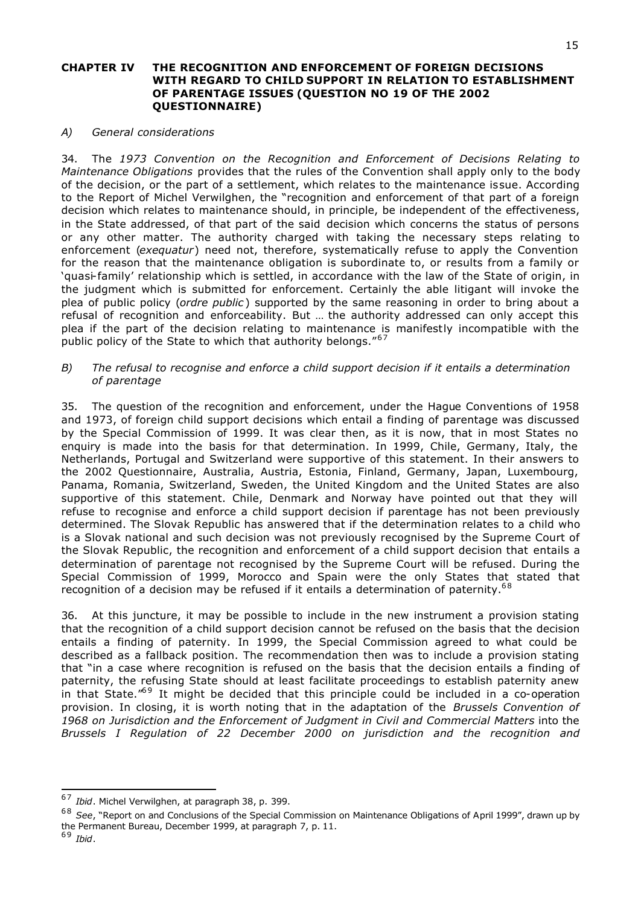## CHAPTER IV THE RECOGNITION AND ENFORCEMENT OF FOREIGN DECISIONS WITH REGARD TO CHILD SUPPORT IN RELATION TO ESTABLISHMENT OF PARENTAGE ISSUES (QUESTION NO 19 OF THE 2002 QUESTIONNAIRE)

### *A) General considerations*

34. The *1973 Convention on the Recognition and Enforcement of Decisions Relating to Maintenance Obligations* provides that the rules of the Convention shall apply only to the body of the decision, or the part of a settlement, which relates to the maintenance issue. According to the Report of Michel Verwilghen, the "recognition and enforcement of that part of a foreign decision which relates to maintenance should, in principle, be independent of the effectiveness, in the State addressed, of that part of the said decision which concerns the status of persons or any other matter. The authority charged with taking the necessary steps relating to enforcement (*exequatur*) need not, therefore, systematically refuse to apply the Convention for the reason that the maintenance obligation is subordinate to, or results from a family or 'quasi-family' relationship which is settled, in accordance with the law of the State of origin, in the judgment which is submitted for enforcement. Certainly the able litigant will invoke the plea of public policy (*ordre public*) supported by the same reasoning in order to bring about a refusal of recognition and enforceability. But … the authority addressed can only accept this plea if the part of the decision relating to maintenance is manifestly incompatible with the public policy of the State to which that authority belongs."[67]

### *B) The refusal to recognise and enforce a child support decision if it entails a determination of parentage*

35. The question of the recognition and enforcement, under the Hague Conventions of 1958 and 1973, of foreign child support decisions which entail a finding of parentage was discussed by the Special Commission of 1999. It was clear then, as it is now, that in most States no enquiry is made into the basis for that determination. In 1999, Chile, Germany, Italy, the Netherlands, Portugal and Switzerland were supportive of this statement. In their answers to the 2002 Questionnaire, Australia, Austria, Estonia, Finland, Germany, Japan, Luxembourg, Panama, Romania, Switzerland, Sweden, the United Kingdom and the United States are also supportive of this statement. Chile, Denmark and Norway have pointed out that they will refuse to recognise and enforce a child support decision if parentage has not been previously determined. The Slovak Republic has answered that if the determination relates to a child who is a Slovak national and such decision was not previously recognised by the Supreme Court of the Slovak Republic, the recognition and enforcement of a child support decision that entails a determination of parentage not recognised by the Supreme Court will be refused. During the Special Commission of 1999, Morocco and Spain were the only States that stated that recognition of a decision may be refused if it entails a determination of paternity.[68]

36. At this juncture, it may be possible to include in the new instrument a provision stating that the recognition of a child support decision cannot be refused on the basis that the decision entails a finding of paternity. In 1999, the Special Commission agreed to what could be described as a fallback position. The recommendation then was to include a provision stating that "in a case where recognition is refused on the basis that the decision entails a finding of paternity, the refusing State should at least facilitate proceedings to establish paternity anew in that State."[69] It might be decided that this principle could be included in a co-operation provision. In closing, it is worth noting that in the adaptation of the *Brussels Convention of 1968 on Jurisdiction and the Enforcement of Judgment in Civil and Commercial Matters* into the *Brussels I Regulation of 22 December 2000 on jurisdiction and the recognition and*

---

[67] *Ibid*. Michel Verwilghen, at paragraph 38, p. 399.

[68] *See*, "Report on and Conclusions of the Special Commission on Maintenance Obligations of April 1999", drawn up by the Permanent Bureau, December 1999, at paragraph 7, p. 11.

[69] *Ibid*.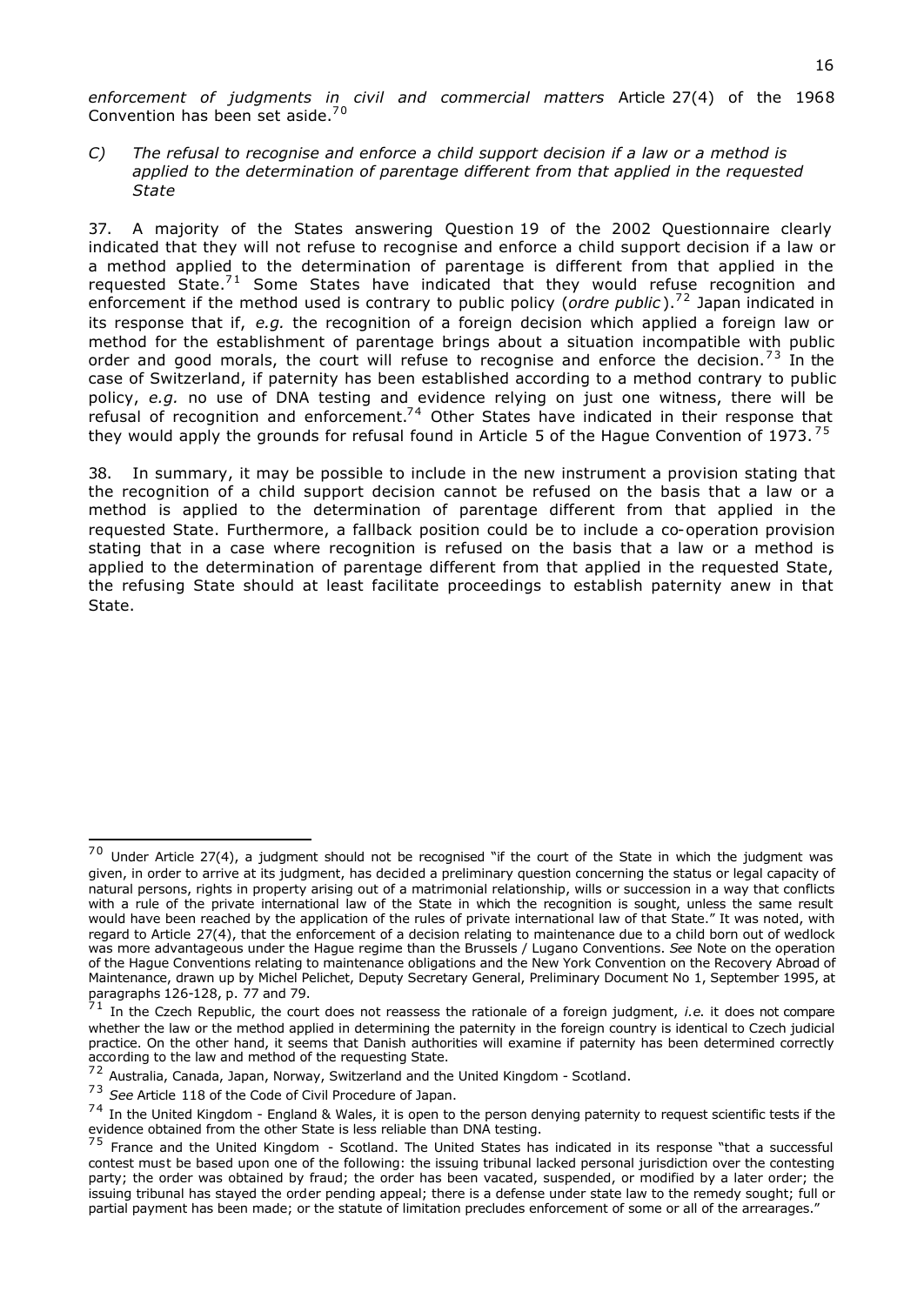*enforcement of judgments in civil and commercial matters* Article 27(4) of the 1968 Convention has been set aside.[70]

*C) The refusal to recognise and enforce a child support decision if a law or a method is applied to the determination of parentage different from that applied in the requested State*

37. A majority of the States answering Question 19 of the 2002 Questionnaire clearly indicated that they will not refuse to recognise and enforce a child support decision if a law or a method applied to the determination of parentage is different from that applied in the requested State.[71] Some States have indicated that they would refuse recognition and enforcement if the method used is contrary to public policy (*ordre public*).[72] Japan indicated in its response that if, *e.g.* the recognition of a foreign decision which applied a foreign law or method for the establishment of parentage brings about a situation incompatible with public order and good morals, the court will refuse to recognise and enforce the decision.[73] In the case of Switzerland, if paternity has been established according to a method contrary to public policy, *e.g.* no use of DNA testing and evidence relying on just one witness, there will be refusal of recognition and enforcement.[74] Other States have indicated in their response that they would apply the grounds for refusal found in Article 5 of the Hague Convention of 1973.[75]

38. In summary, it may be possible to include in the new instrument a provision stating that the recognition of a child support decision cannot be refused on the basis that a law or a method is applied to the determination of parentage different from that applied in the requested State. Furthermore, a fallback position could be to include a co-operation provision stating that in a case where recognition is refused on the basis that a law or a method is applied to the determination of parentage different from that applied in the requested State, the refusing State should at least facilitate proceedings to establish paternity anew in that State.

---

[70] Under Article 27(4), a judgment should not be recognised "if the court of the State in which the judgment was given, in order to arrive at its judgment, has decided a preliminary question concerning the status or legal capacity of natural persons, rights in property arising out of a matrimonial relationship, wills or succession in a way that conflicts with a rule of the private international law of the State in which the recognition is sought, unless the same result would have been reached by the application of the rules of private international law of that State." It was noted, with regard to Article 27(4), that the enforcement of a decision relating to maintenance due to a child born out of wedlock was more advantageous under the Hague regime than the Brussels / Lugano Conventions. *See* Note on the operation of the Hague Conventions relating to maintenance obligations and the New York Convention on the Recovery Abroad of Maintenance, drawn up by Michel Pelichet, Deputy Secretary General, Preliminary Document No 1, September 1995, at paragraphs 126-128, p. 77 and 79.

[71] In the Czech Republic, the court does not reassess the rationale of a foreign judgment, *i.e.* it does not compare whether the law or the method applied in determining the paternity in the foreign country is identical to Czech judicial practice. On the other hand, it seems that Danish authorities will examine if paternity has been determined correctly according to the law and method of the requesting State.

[72] Australia, Canada, Japan, Norway, Switzerland and the United Kingdom - Scotland.

[73] *See* Article 118 of the Code of Civil Procedure of Japan.

[74] In the United Kingdom - England & Wales, it is open to the person denying paternity to request scientific tests if the evidence obtained from the other State is less reliable than DNA testing.

[75] France and the United Kingdom - Scotland. The United States has indicated in its response "that a successful contest must be based upon one of the following: the issuing tribunal lacked personal jurisdiction over the contesting party; the order was obtained by fraud; the order has been vacated, suspended, or modified by a later order; the issuing tribunal has stayed the order pending appeal; there is a defense under state law to the remedy sought; full or partial payment has been made; or the statute of limitation precludes enforcement of some or all of the arrearages."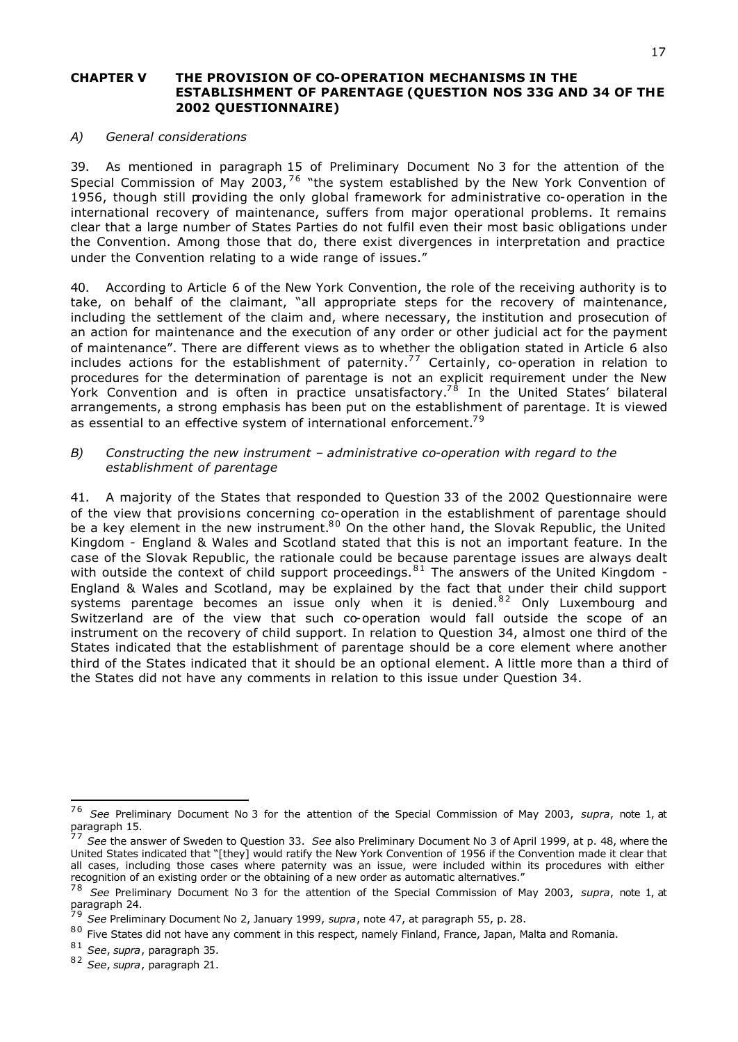## CHAPTER V THE PROVISION OF CO-OPERATION MECHANISMS IN THE ESTABLISHMENT OF PARENTAGE (QUESTION NOS 33G AND 34 OF THE 2002 QUESTIONNAIRE)

### *A) General considerations*

39. As mentioned in paragraph 15 of Preliminary Document No 3 for the attention of the Special Commission of May 2003,[76] "the system established by the New York Convention of 1956, though still providing the only global framework for administrative co-operation in the international recovery of maintenance, suffers from major operational problems. It remains clear that a large number of States Parties do not fulfil even their most basic obligations under the Convention. Among those that do, there exist divergences in interpretation and practice under the Convention relating to a wide range of issues."

40. According to Article 6 of the New York Convention, the role of the receiving authority is to take, on behalf of the claimant, "all appropriate steps for the recovery of maintenance, including the settlement of the claim and, where necessary, the institution and prosecution of an action for maintenance and the execution of any order or other judicial act for the payment of maintenance". There are different views as to whether the obligation stated in Article 6 also includes actions for the establishment of paternity.[77] Certainly, co-operation in relation to procedures for the determination of parentage is not an explicit requirement under the New York Convention and is often in practice unsatisfactory.[78] In the United States' bilateral arrangements, a strong emphasis has been put on the establishment of parentage. It is viewed as essential to an effective system of international enforcement.[79]

### *B) Constructing the new instrument – administrative co-operation with regard to the establishment of parentage*

41. A majority of the States that responded to Question 33 of the 2002 Questionnaire were of the view that provisions concerning co-operation in the establishment of parentage should be a key element in the new instrument.[80] On the other hand, the Slovak Republic, the United Kingdom - England & Wales and Scotland stated that this is not an important feature. In the case of the Slovak Republic, the rationale could be because parentage issues are always dealt with outside the context of child support proceedings.[81] The answers of the United Kingdom - England & Wales and Scotland, may be explained by the fact that under their child support systems parentage becomes an issue only when it is denied.[82] Only Luxembourg and Switzerland are of the view that such co-operation would fall outside the scope of an instrument on the recovery of child support. In relation to Question 34, almost one third of the States indicated that the establishment of parentage should be a core element where another third of the States indicated that it should be an optional element. A little more than a third of the States did not have any comments in relation to this issue under Question 34.

---

[76] *See* Preliminary Document No 3 for the attention of the Special Commission of May 2003, *supra*, note 1, at paragraph 15.

[77] *See* the answer of Sweden to Question 33. *See* also Preliminary Document No 3 of April 1999, at p. 48, where the United States indicated that "[they] would ratify the New York Convention of 1956 if the Convention made it clear that all cases, including those cases where paternity was an issue, were included within its procedures with either recognition of an existing order or the obtaining of a new order as automatic alternatives."

[78] *See* Preliminary Document No 3 for the attention of the Special Commission of May 2003, *supra*, note 1, at paragraph 24.

[79] *See* Preliminary Document No 2, January 1999, *supra*, note 47, at paragraph 55, p. 28.

[80] Five States did not have any comment in this respect, namely Finland, France, Japan, Malta and Romania.

[81] *See*, *supra*, paragraph 35.

[82] *See*, *supra*, paragraph 21.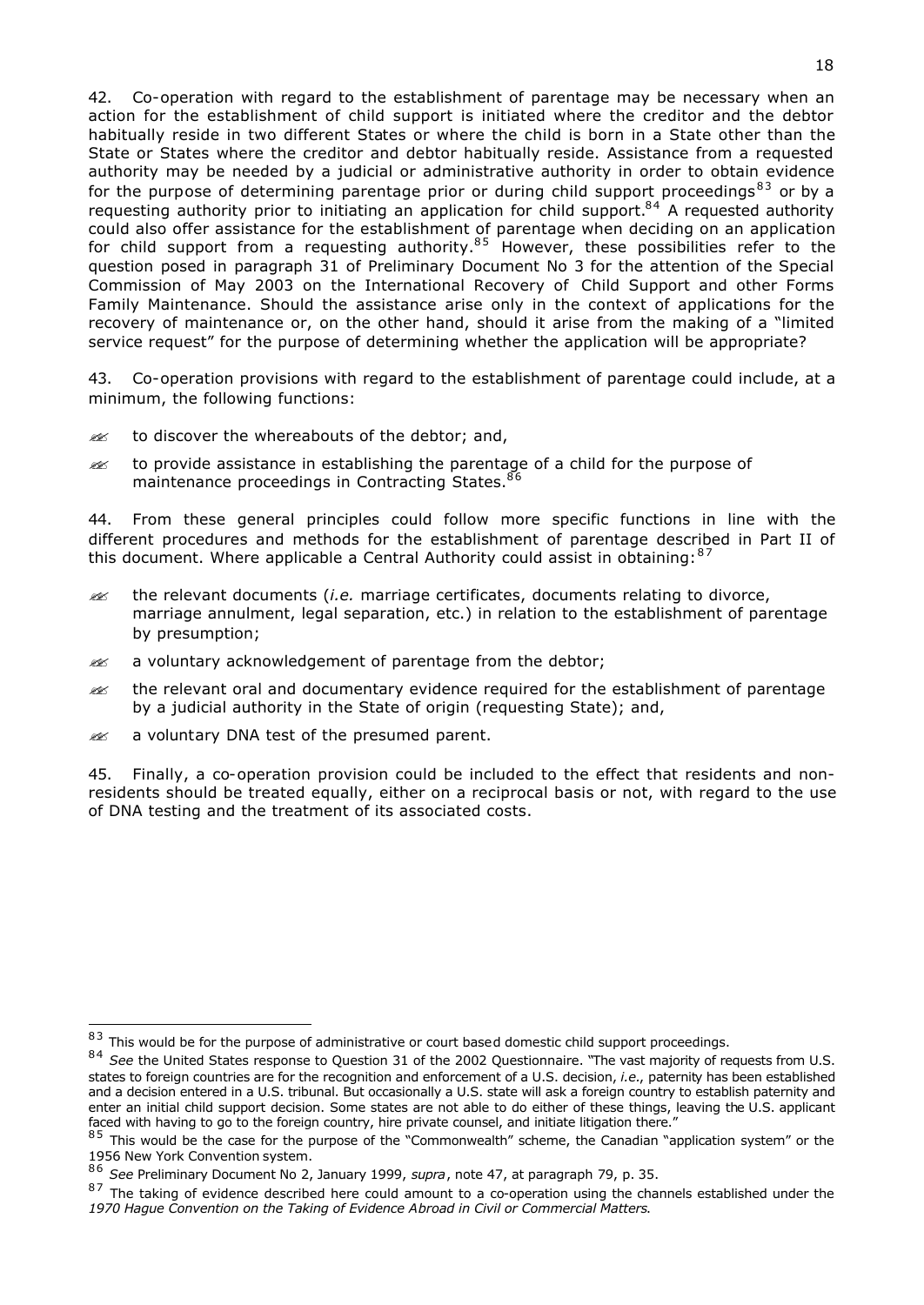42. Co-operation with regard to the establishment of parentage may be necessary when an action for the establishment of child support is initiated where the creditor and the debtor habitually reside in two different States or where the child is born in a State other than the State or States where the creditor and debtor habitually reside. Assistance from a requested authority may be needed by a judicial or administrative authority in order to obtain evidence for the purpose of determining parentage prior or during child support proceedings[83] or by a requesting authority prior to initiating an application for child support.[84] A requested authority could also offer assistance for the establishment of parentage when deciding on an application for child support from a requesting authority.[85] However, these possibilities refer to the question posed in paragraph 31 of Preliminary Document No 3 for the attention of the Special Commission of May 2003 on the International Recovery of Child Support and other Forms Family Maintenance. Should the assistance arise only in the context of applications for the recovery of maintenance or, on the other hand, should it arise from the making of a "limited service request" for the purpose of determining whether the application will be appropriate?

43. Co-operation provisions with regard to the establishment of parentage could include, at a minimum, the following functions:

- to discover the whereabouts of the debtor; and,
- to provide assistance in establishing the parentage of a child for the purpose of maintenance proceedings in Contracting States.[86]

44. From these general principles could follow more specific functions in line with the different procedures and methods for the establishment of parentage described in Part II of this document. Where applicable a Central Authority could assist in obtaining:[87]

- the relevant documents (*i.e.* marriage certificates, documents relating to divorce, marriage annulment, legal separation, etc.) in relation to the establishment of parentage by presumption;
- a voluntary acknowledgement of parentage from the debtor;
- the relevant oral and documentary evidence required for the establishment of parentage by a judicial authority in the State of origin (requesting State); and,
- a voluntary DNA test of the presumed parent.

45. Finally, a co-operation provision could be included to the effect that residents and non-residents should be treated equally, either on a reciprocal basis or not, with regard to the use of DNA testing and the treatment of its associated costs.

---

[83] This would be for the purpose of administrative or court based domestic child support proceedings.

[84] *See* the United States response to Question 31 of the 2002 Questionnaire. "The vast majority of requests from U.S. states to foreign countries are for the recognition and enforcement of a U.S. decision, *i.e.*, paternity has been established and a decision entered in a U.S. tribunal. But occasionally a U.S. state will ask a foreign country to establish paternity and enter an initial child support decision. Some states are not able to do either of these things, leaving the U.S. applicant faced with having to go to the foreign country, hire private counsel, and initiate litigation there."

[85] This would be the case for the purpose of the "Commonwealth" scheme, the Canadian "application system" or the 1956 New York Convention system.

[86] *See* Preliminary Document No 2, January 1999, *supra*, note 47, at paragraph 79, p. 35.

[87] The taking of evidence described here could amount to a co-operation using the channels established under the *1970 Hague Convention on the Taking of Evidence Abroad in Civil or Commercial Matters*.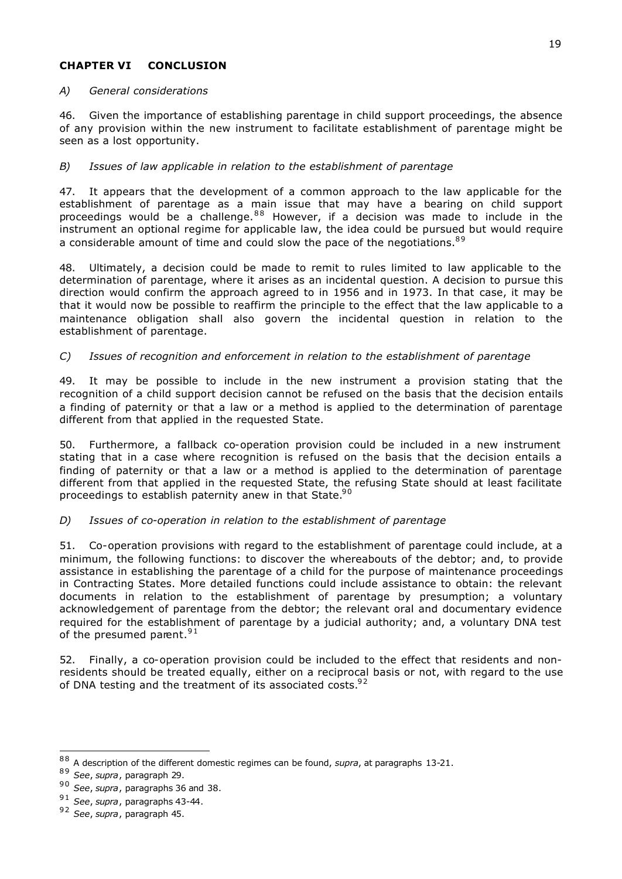## CHAPTER VI CONCLUSION

*A) General considerations*

46. Given the importance of establishing parentage in child support proceedings, the absence of any provision within the new instrument to facilitate establishment of parentage might be seen as a lost opportunity.

*B) Issues of law applicable in relation to the establishment of parentage*

47. It appears that the development of a common approach to the law applicable for the establishment of parentage as a main issue that may have a bearing on child support proceedings would be a challenge.[88] However, if a decision was made to include in the instrument an optional regime for applicable law, the idea could be pursued but would require a considerable amount of time and could slow the pace of the negotiations.[89]

48. Ultimately, a decision could be made to remit to rules limited to law applicable to the determination of parentage, where it arises as an incidental question. A decision to pursue this direction would confirm the approach agreed to in 1956 and in 1973. In that case, it may be that it would now be possible to reaffirm the principle to the effect that the law applicable to a maintenance obligation shall also govern the incidental question in relation to the establishment of parentage.

*C) Issues of recognition and enforcement in relation to the establishment of parentage*

49. It may be possible to include in the new instrument a provision stating that the recognition of a child support decision cannot be refused on the basis that the decision entails a finding of paternity or that a law or a method is applied to the determination of parentage different from that applied in the requested State.

50. Furthermore, a fallback co-operation provision could be included in a new instrument stating that in a case where recognition is refused on the basis that the decision entails a finding of paternity or that a law or a method is applied to the determination of parentage different from that applied in the requested State, the refusing State should at least facilitate proceedings to establish paternity anew in that State.[90]

*D) Issues of co-operation in relation to the establishment of parentage*

51. Co-operation provisions with regard to the establishment of parentage could include, at a minimum, the following functions: to discover the whereabouts of the debtor; and, to provide assistance in establishing the parentage of a child for the purpose of maintenance proceedings in Contracting States. More detailed functions could include assistance to obtain: the relevant documents in relation to the establishment of parentage by presumption; a voluntary acknowledgement of parentage from the debtor; the relevant oral and documentary evidence required for the establishment of parentage by a judicial authority; and, a voluntary DNA test of the presumed parent.[91]

52. Finally, a co-operation provision could be included to the effect that residents and non-residents should be treated equally, either on a reciprocal basis or not, with regard to the use of DNA testing and the treatment of its associated costs.[92]

---

[88] A description of the different domestic regimes can be found, *supra*, at paragraphs 13-21.

[89] *See*, *supra*, paragraph 29.

[90] *See*, *supra*, paragraphs 36 and 38.

[91] *See*, *supra*, paragraphs 43-44.

[92] *See*, *supra*, paragraph 45.